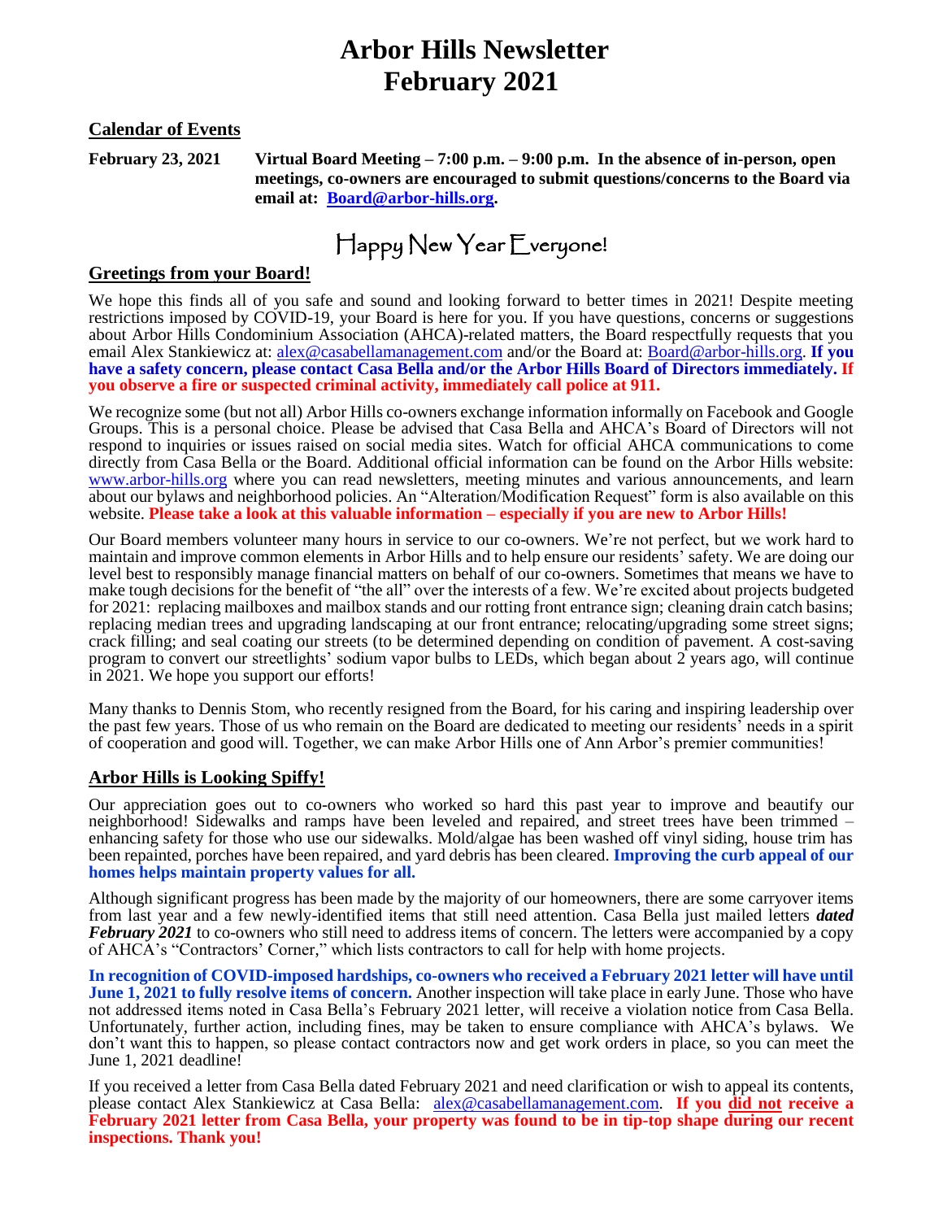# Arbor Hills Newsletter
# February 2021

## Calendar of Events

**February 23, 2021** **Virtual Board Meeting – 7:00 p.m. – 9:00 p.m. In the absence of in-person, open meetings, co-owners are encouraged to submit questions/concerns to the Board via email at: Board@arbor-hills.org.**

## Happy New Year Everyone!

## Greetings from your Board!

We hope this finds all of you safe and sound and looking forward to better times in 2021! Despite meeting restrictions imposed by COVID-19, your Board is here for you. If you have questions, concerns or suggestions about Arbor Hills Condominium Association (AHCA)-related matters, the Board respectfully requests that you email Alex Stankiewicz at: alex@casabellamanagement.com and/or the Board at: Board@arbor-hills.org. **If you have a safety concern, please contact Casa Bella and/or the Arbor Hills Board of Directors immediately. If you observe a fire or suspected criminal activity, immediately call police at 911.**

We recognize some (but not all) Arbor Hills co-owners exchange information informally on Facebook and Google Groups. This is a personal choice. Please be advised that Casa Bella and AHCA's Board of Directors will not respond to inquiries or issues raised on social media sites. Watch for official AHCA communications to come directly from Casa Bella or the Board. Additional official information can be found on the Arbor Hills website: www.arbor-hills.org where you can read newsletters, meeting minutes and various announcements, and learn about our bylaws and neighborhood policies. An "Alteration/Modification Request" form is also available on this website. **Please take a look at this valuable information – especially if you are new to Arbor Hills!**

Our Board members volunteer many hours in service to our co-owners. We're not perfect, but we work hard to maintain and improve common elements in Arbor Hills and to help ensure our residents' safety. We are doing our level best to responsibly manage financial matters on behalf of our co-owners. Sometimes that means we have to make tough decisions for the benefit of "the all" over the interests of a few. We're excited about projects budgeted for 2021: replacing mailboxes and mailbox stands and our rotting front entrance sign; cleaning drain catch basins; replacing median trees and upgrading landscaping at our front entrance; relocating/upgrading some street signs; crack filling; and seal coating our streets (to be determined depending on condition of pavement. A cost-saving program to convert our streetlights' sodium vapor bulbs to LEDs, which began about 2 years ago, will continue in 2021. We hope you support our efforts!

Many thanks to Dennis Stom, who recently resigned from the Board, for his caring and inspiring leadership over the past few years. Those of us who remain on the Board are dedicated to meeting our residents' needs in a spirit of cooperation and good will. Together, we can make Arbor Hills one of Ann Arbor's premier communities!

## Arbor Hills is Looking Spiffy!

Our appreciation goes out to co-owners who worked so hard this past year to improve and beautify our neighborhood! Sidewalks and ramps have been leveled and repaired, and street trees have been trimmed – enhancing safety for those who use our sidewalks. Mold/algae has been washed off vinyl siding, house trim has been repainted, porches have been repaired, and yard debris has been cleared. **Improving the curb appeal of our homes helps maintain property values for all.**

Although significant progress has been made by the majority of our homeowners, there are some carryover items from last year and a few newly-identified items that still need attention. Casa Bella just mailed letters ***dated February 2021*** to co-owners who still need to address items of concern. The letters were accompanied by a copy of AHCA's "Contractors' Corner," which lists contractors to call for help with home projects.

**In recognition of COVID-imposed hardships, co-owners who received a February 2021 letter will have until June 1, 2021 to fully resolve items of concern.** Another inspection will take place in early June. Those who have not addressed items noted in Casa Bella's February 2021 letter, will receive a violation notice from Casa Bella. Unfortunately, further action, including fines, may be taken to ensure compliance with AHCA's bylaws. We don't want this to happen, so please contact contractors now and get work orders in place, so you can meet the June 1, 2021 deadline!

If you received a letter from Casa Bella dated February 2021 and need clarification or wish to appeal its contents, please contact Alex Stankiewicz at Casa Bella: alex@casabellamanagement.com. **If you <u>did not</u> receive a February 2021 letter from Casa Bella, your property was found to be in tip-top shape during our recent inspections. Thank you!**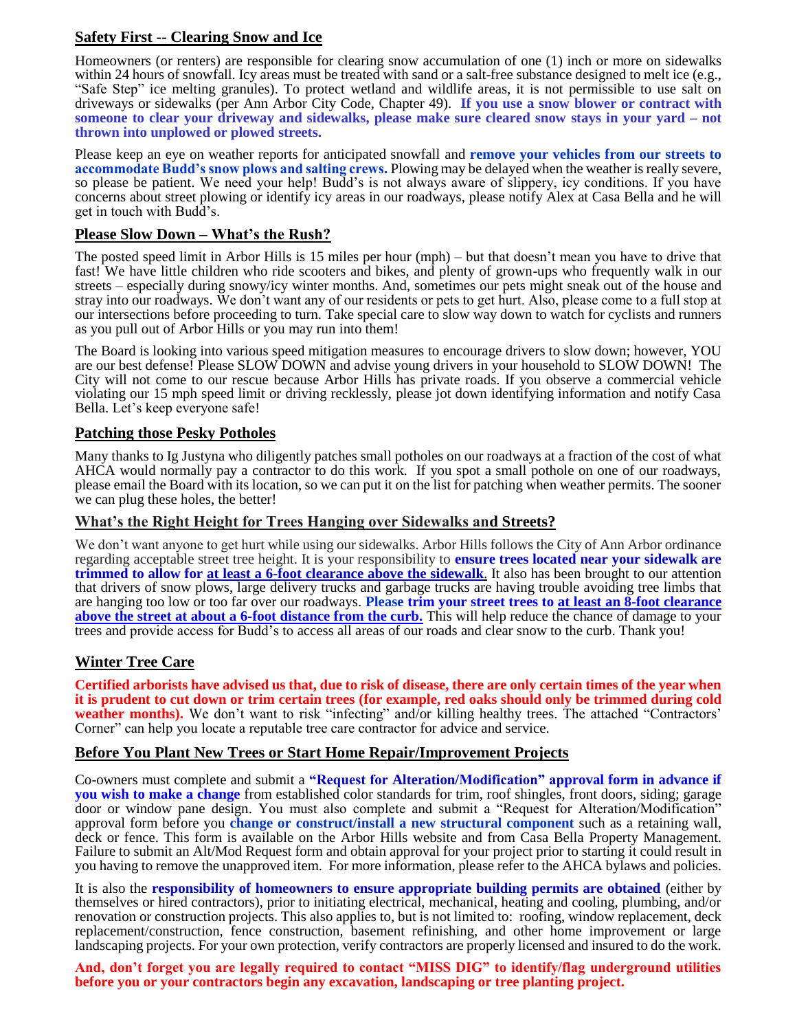## Safety First -- Clearing Snow and Ice

Homeowners (or renters) are responsible for clearing snow accumulation of one (1) inch or more on sidewalks within 24 hours of snowfall. Icy areas must be treated with sand or a salt-free substance designed to melt ice (e.g., "Safe Step" ice melting granules). To protect wetland and wildlife areas, it is not permissible to use salt on driveways or sidewalks (per Ann Arbor City Code, Chapter 49). **If you use a snow blower or contract with someone to clear your driveway and sidewalks, please make sure cleared snow stays in your yard – not thrown into unplowed or plowed streets.**

Please keep an eye on weather reports for anticipated snowfall and **remove your vehicles from our streets to accommodate Budd's snow plows and salting crews.** Plowing may be delayed when the weather is really severe, so please be patient. We need your help! Budd's is not always aware of slippery, icy conditions. If you have concerns about street plowing or identify icy areas in our roadways, please notify Alex at Casa Bella and he will get in touch with Budd's.

## Please Slow Down – What's the Rush?

The posted speed limit in Arbor Hills is 15 miles per hour (mph) – but that doesn't mean you have to drive that fast! We have little children who ride scooters and bikes, and plenty of grown-ups who frequently walk in our streets – especially during snowy/icy winter months. And, sometimes our pets might sneak out of the house and stray into our roadways. We don't want any of our residents or pets to get hurt. Also, please come to a full stop at our intersections before proceeding to turn. Take special care to slow way down to watch for cyclists and runners as you pull out of Arbor Hills or you may run into them!

The Board is looking into various speed mitigation measures to encourage drivers to slow down; however, YOU are our best defense! Please SLOW DOWN and advise young drivers in your household to SLOW DOWN! The City will not come to our rescue because Arbor Hills has private roads. If you observe a commercial vehicle violating our 15 mph speed limit or driving recklessly, please jot down identifying information and notify Casa Bella. Let's keep everyone safe!

## Patching those Pesky Potholes

Many thanks to Ig Justyna who diligently patches small potholes on our roadways at a fraction of the cost of what AHCA would normally pay a contractor to do this work. If you spot a small pothole on one of our roadways, please email the Board with its location, so we can put it on the list for patching when weather permits. The sooner we can plug these holes, the better!

## What's the Right Height for Trees Hanging over Sidewalks and Streets?

We don't want anyone to get hurt while using our sidewalks. Arbor Hills follows the City of Ann Arbor ordinance regarding acceptable street tree height. It is your responsibility to **ensure trees located near your sidewalk are trimmed to allow for at least a 6-foot clearance above the sidewalk**. It also has been brought to our attention that drivers of snow plows, large delivery trucks and garbage trucks are having trouble avoiding tree limbs that are hanging too low or too far over our roadways. **Please trim your street trees to at least an 8-foot clearance above the street at about a 6-foot distance from the curb.** This will help reduce the chance of damage to your trees and provide access for Budd's to access all areas of our roads and clear snow to the curb. Thank you!

## Winter Tree Care

**Certified arborists have advised us that, due to risk of disease, there are only certain times of the year when it is prudent to cut down or trim certain trees (for example, red oaks should only be trimmed during cold weather months).** We don't want to risk "infecting" and/or killing healthy trees. The attached "Contractors' Corner" can help you locate a reputable tree care contractor for advice and service.

## Before You Plant New Trees or Start Home Repair/Improvement Projects

Co-owners must complete and submit a **"Request for Alteration/Modification" approval form in advance if you wish to make a change** from established color standards for trim, roof shingles, front doors, siding; garage door or window pane design. You must also complete and submit a "Request for Alteration/Modification" approval form before you **change or construct/install a new structural component** such as a retaining wall, deck or fence. This form is available on the Arbor Hills website and from Casa Bella Property Management. Failure to submit an Alt/Mod Request form and obtain approval for your project prior to starting it could result in you having to remove the unapproved item. For more information, please refer to the AHCA bylaws and policies.

It is also the **responsibility of homeowners to ensure appropriate building permits are obtained** (either by themselves or hired contractors), prior to initiating electrical, mechanical, heating and cooling, plumbing, and/or renovation or construction projects. This also applies to, but is not limited to: roofing, window replacement, deck replacement/construction, fence construction, basement refinishing, and other home improvement or large landscaping projects. For your own protection, verify contractors are properly licensed and insured to do the work.

**And, don't forget you are legally required to contact "MISS DIG" to identify/flag underground utilities before you or your contractors begin any excavation, landscaping or tree planting project.**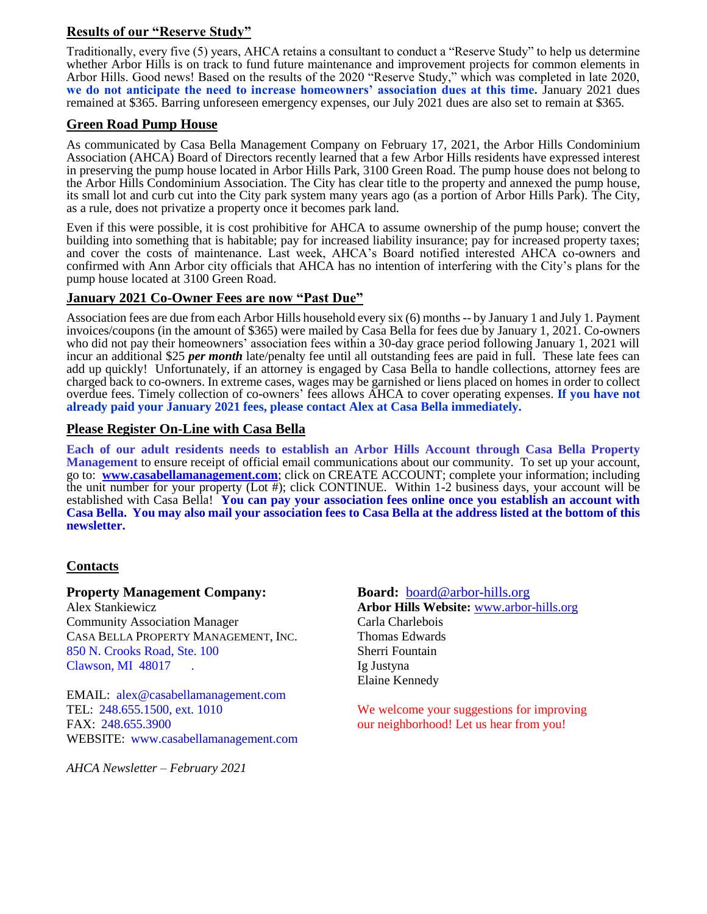## Results of our "Reserve Study"

Traditionally, every five (5) years, AHCA retains a consultant to conduct a "Reserve Study" to help us determine whether Arbor Hills is on track to fund future maintenance and improvement projects for common elements in Arbor Hills. Good news! Based on the results of the 2020 "Reserve Study," which was completed in late 2020, **we do not anticipate the need to increase homeowners' association dues at this time.** January 2021 dues remained at $365. Barring unforeseen emergency expenses, our July 2021 dues are also set to remain at $365.

## Green Road Pump House

As communicated by Casa Bella Management Company on February 17, 2021, the Arbor Hills Condominium Association (AHCA) Board of Directors recently learned that a few Arbor Hills residents have expressed interest in preserving the pump house located in Arbor Hills Park, 3100 Green Road. The pump house does not belong to the Arbor Hills Condominium Association. The City has clear title to the property and annexed the pump house, its small lot and curb cut into the City park system many years ago (as a portion of Arbor Hills Park). The City, as a rule, does not privatize a property once it becomes park land.

Even if this were possible, it is cost prohibitive for AHCA to assume ownership of the pump house; convert the building into something that is habitable; pay for increased liability insurance; pay for increased property taxes; and cover the costs of maintenance. Last week, AHCA's Board notified interested AHCA co-owners and confirmed with Ann Arbor city officials that AHCA has no intention of interfering with the City's plans for the pump house located at 3100 Green Road.

## January 2021 Co-Owner Fees are now "Past Due"

Association fees are due from each Arbor Hills household every six (6) months -- by January 1 and July 1. Payment invoices/coupons (in the amount of $365) were mailed by Casa Bella for fees due by January 1, 2021. Co-owners who did not pay their homeowners' association fees within a 30-day grace period following January 1, 2021 will incur an additional $25 ***per month*** late/penalty fee until all outstanding fees are paid in full. These late fees can add up quickly! Unfortunately, if an attorney is engaged by Casa Bella to handle collections, attorney fees are charged back to co-owners. In extreme cases, wages may be garnished or liens placed on homes in order to collect overdue fees. Timely collection of co-owners' fees allows AHCA to cover operating expenses. **If you have not already paid your January 2021 fees, please contact Alex at Casa Bella immediately.**

## Please Register On-Line with Casa Bella

**Each of our adult residents needs to establish an Arbor Hills Account through Casa Bella Property Management** to ensure receipt of official email communications about our community. To set up your account, go to: **www.casabellamanagement.com**; click on CREATE ACCOUNT; complete your information; including the unit number for your property (Lot #); click CONTINUE. Within 1-2 business days, your account will be established with Casa Bella! **You can pay your association fees online once you establish an account with Casa Bella. You may also mail your association fees to Casa Bella at the address listed at the bottom of this newsletter.**

## Contacts

**Property Management Company:**
Alex Stankiewicz
Community Association Manager
CASA BELLA PROPERTY MANAGEMENT, INC.
850 N. Crooks Road, Ste. 100
Clawson, MI 48017 .

EMAIL: alex@casabellamanagement.com
TEL: 248.655.1500, ext. 1010
FAX: 248.655.3900
WEBSITE: www.casabellamanagement.com

**Board:** board@arbor-hills.org
**Arbor Hills Website:** www.arbor-hills.org
Carla Charlebois
Thomas Edwards
Sherri Fountain
Ig Justyna
Elaine Kennedy

We welcome your suggestions for improving our neighborhood! Let us hear from you!

*AHCA Newsletter – February 2021*